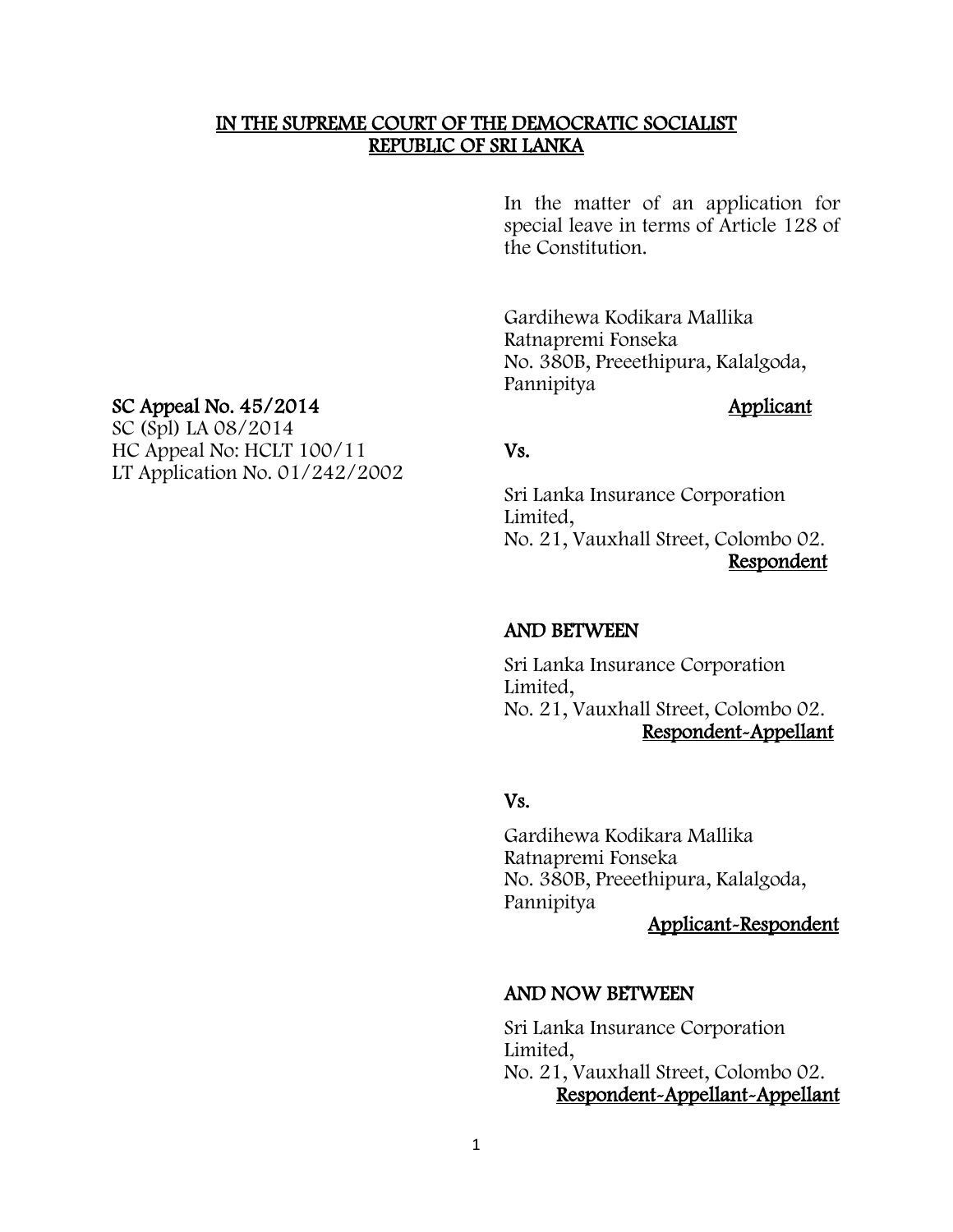**IN THE SUPREME COURT OF THE DEMOCRATIC SOCIALIST REPUBLIC OF SRI LANKA**

In the matter of an application for special leave in terms of Article 128 of the Constitution.

Gardihewa Kodikara Mallika Ratnapremi Fonseka
No. 380B, Preeethipura, Kalalgoda, Pannipitya

**Applicant**

**SC Appeal No. 45/2014**
SC (Spl) LA 08/2014
HC Appeal No: HCLT 100/11
LT Application No. 01/242/2002

**Vs.**

Sri Lanka Insurance Corporation Limited,
No. 21, Vauxhall Street, Colombo 02.

**Respondent**

**AND BETWEEN**

Sri Lanka Insurance Corporation Limited,
No. 21, Vauxhall Street, Colombo 02.

**Respondent-Appellant**

**Vs.**

Gardihewa Kodikara Mallika Ratnapremi Fonseka
No. 380B, Preeethipura, Kalalgoda, Pannipitya

**Applicant-Respondent**

**AND NOW BETWEEN**

Sri Lanka Insurance Corporation Limited,
No. 21, Vauxhall Street, Colombo 02.

**Respondent-Appellant-Appellant**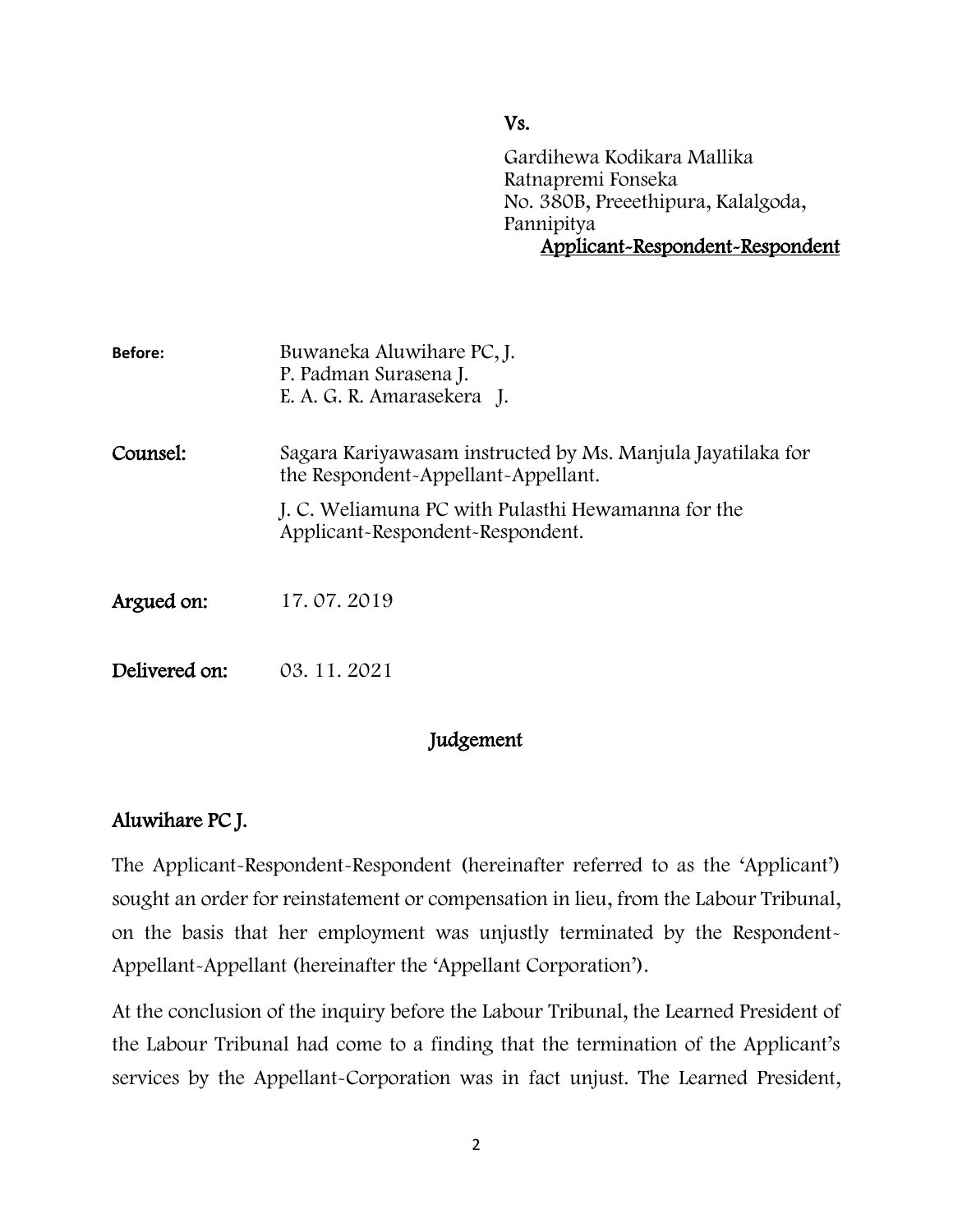Vs.

Gardihewa Kodikara Mallika
Ratnapremi Fonseka
No. 380B, Preeethipura, Kalalgoda,
Pannipitya
<u>Applicant-Respondent-Respondent</u>

**Before:** Buwaneka Aluwihare PC, J.
P. Padman Surasena J.
E. A. G. R. Amarasekera J.

**Counsel:** Sagara Kariyawasam instructed by Ms. Manjula Jayatilaka for the Respondent-Appellant-Appellant.

J. C. Weliamuna PC with Pulasthi Hewamanna for the Applicant-Respondent-Respondent.

**Argued on:** 17. 07. 2019

**Delivered on:** 03. 11. 2021

## Judgement

### Aluwihare PC J.

The Applicant-Respondent-Respondent (hereinafter referred to as the 'Applicant') sought an order for reinstatement or compensation in lieu, from the Labour Tribunal, on the basis that her employment was unjustly terminated by the Respondent-Appellant-Appellant (hereinafter the 'Appellant Corporation').

At the conclusion of the inquiry before the Labour Tribunal, the Learned President of the Labour Tribunal had come to a finding that the termination of the Applicant's services by the Appellant-Corporation was in fact unjust. The Learned President,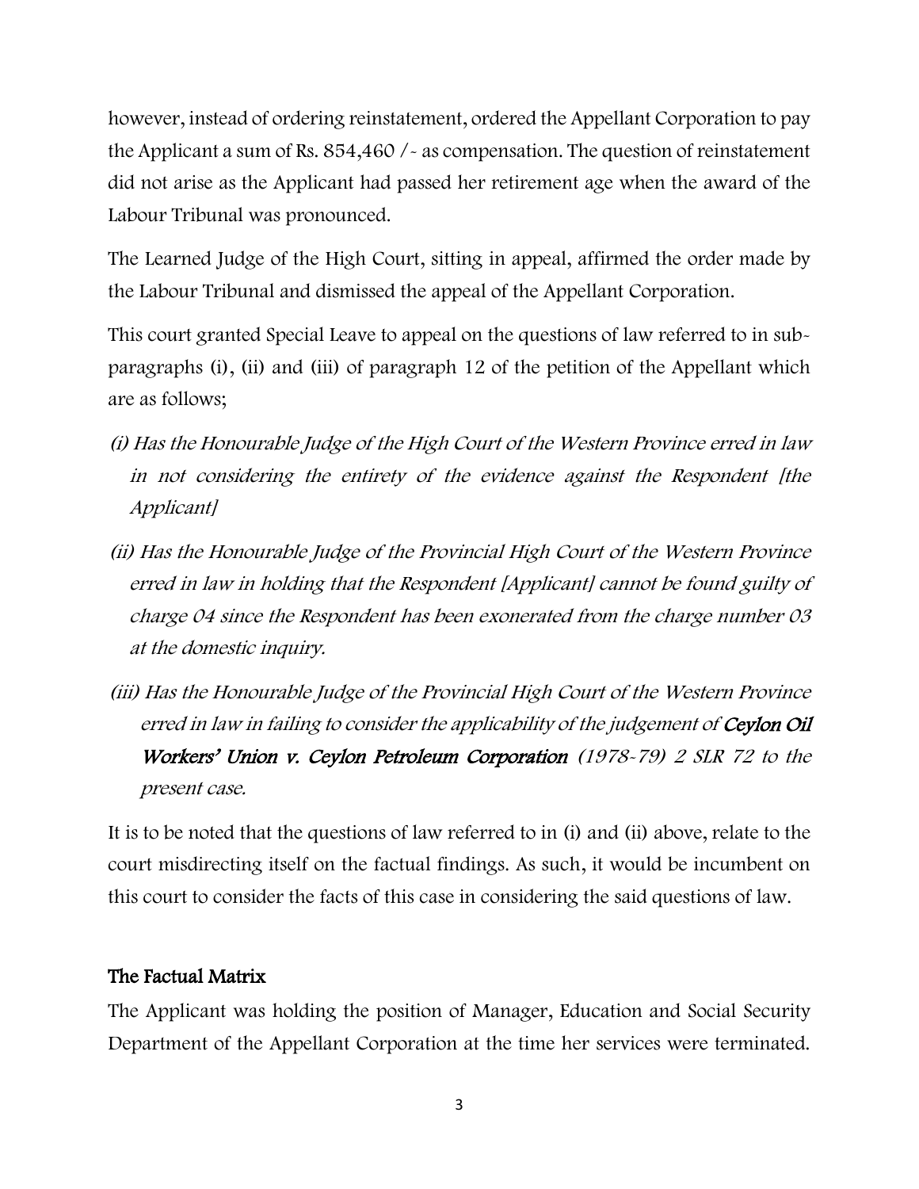however, instead of ordering reinstatement, ordered the Appellant Corporation to pay the Applicant a sum of Rs. 854,460 /- as compensation. The question of reinstatement did not arise as the Applicant had passed her retirement age when the award of the Labour Tribunal was pronounced.

The Learned Judge of the High Court, sitting in appeal, affirmed the order made by the Labour Tribunal and dismissed the appeal of the Appellant Corporation.

This court granted Special Leave to appeal on the questions of law referred to in sub-paragraphs (i), (ii) and (iii) of paragraph 12 of the petition of the Appellant which are as follows;

*(i) Has the Honourable Judge of the High Court of the Western Province erred in law in not considering the entirety of the evidence against the Respondent [the Applicant]*

*(ii) Has the Honourable Judge of the Provincial High Court of the Western Province erred in law in holding that the Respondent [Applicant] cannot be found guilty of charge 04 since the Respondent has been exonerated from the charge number 03 at the domestic inquiry.*

*(iii) Has the Honourable Judge of the Provincial High Court of the Western Province erred in law in failing to consider the applicability of the judgement of* ***Ceylon Oil Workers' Union v. Ceylon Petroleum Corporation*** *(1978-79) 2 SLR 72 to the present case.*

It is to be noted that the questions of law referred to in (i) and (ii) above, relate to the court misdirecting itself on the factual findings. As such, it would be incumbent on this court to consider the facts of this case in considering the said questions of law.

## The Factual Matrix

The Applicant was holding the position of Manager, Education and Social Security Department of the Appellant Corporation at the time her services were terminated.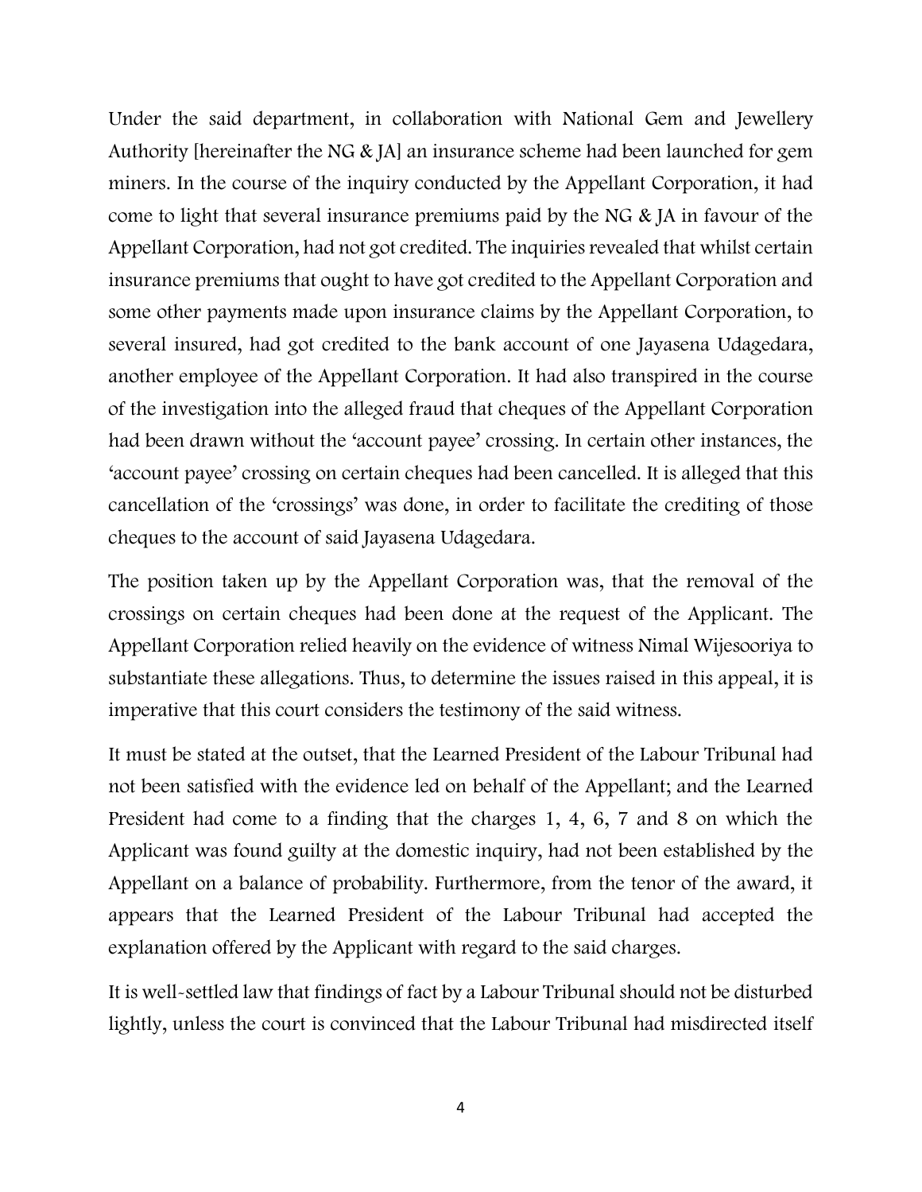Under the said department, in collaboration with National Gem and Jewellery Authority [hereinafter the NG & JA] an insurance scheme had been launched for gem miners. In the course of the inquiry conducted by the Appellant Corporation, it had come to light that several insurance premiums paid by the NG & JA in favour of the Appellant Corporation, had not got credited. The inquiries revealed that whilst certain insurance premiums that ought to have got credited to the Appellant Corporation and some other payments made upon insurance claims by the Appellant Corporation, to several insured, had got credited to the bank account of one Jayasena Udagedara, another employee of the Appellant Corporation. It had also transpired in the course of the investigation into the alleged fraud that cheques of the Appellant Corporation had been drawn without the 'account payee' crossing. In certain other instances, the 'account payee' crossing on certain cheques had been cancelled. It is alleged that this cancellation of the 'crossings' was done, in order to facilitate the crediting of those cheques to the account of said Jayasena Udagedara.

The position taken up by the Appellant Corporation was, that the removal of the crossings on certain cheques had been done at the request of the Applicant. The Appellant Corporation relied heavily on the evidence of witness Nimal Wijesooriya to substantiate these allegations. Thus, to determine the issues raised in this appeal, it is imperative that this court considers the testimony of the said witness.

It must be stated at the outset, that the Learned President of the Labour Tribunal had not been satisfied with the evidence led on behalf of the Appellant; and the Learned President had come to a finding that the charges 1, 4, 6, 7 and 8 on which the Applicant was found guilty at the domestic inquiry, had not been established by the Appellant on a balance of probability. Furthermore, from the tenor of the award, it appears that the Learned President of the Labour Tribunal had accepted the explanation offered by the Applicant with regard to the said charges.

It is well-settled law that findings of fact by a Labour Tribunal should not be disturbed lightly, unless the court is convinced that the Labour Tribunal had misdirected itself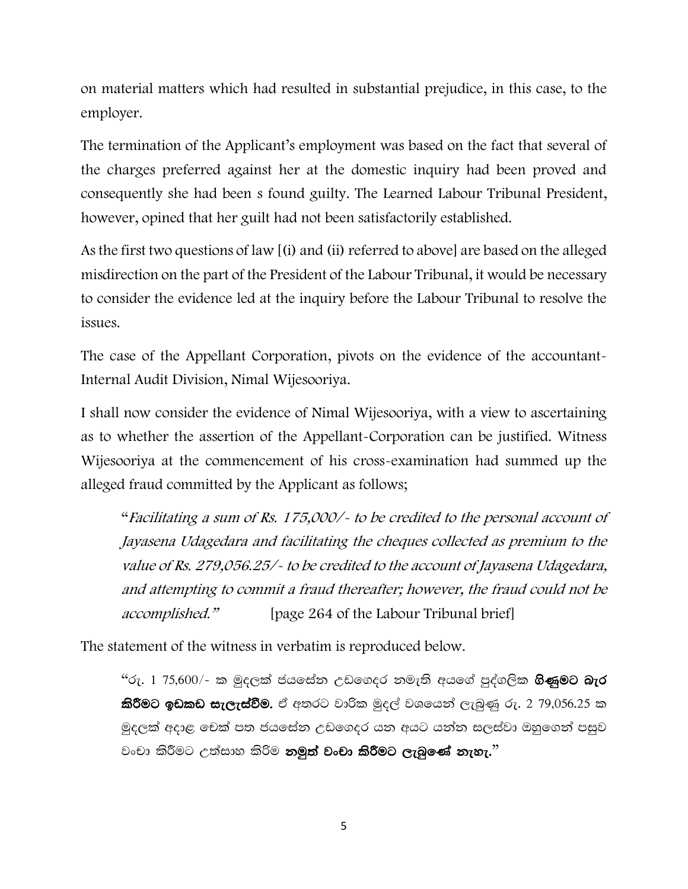on material matters which had resulted in substantial prejudice, in this case, to the employer.

The termination of the Applicant's employment was based on the fact that several of the charges preferred against her at the domestic inquiry had been proved and consequently she had been s found guilty. The Learned Labour Tribunal President, however, opined that her guilt had not been satisfactorily established.

As the first two questions of law [(i) and (ii) referred to above] are based on the alleged misdirection on the part of the President of the Labour Tribunal, it would be necessary to consider the evidence led at the inquiry before the Labour Tribunal to resolve the issues.

The case of the Appellant Corporation, pivots on the evidence of the accountant-Internal Audit Division, Nimal Wijesooriya.

I shall now consider the evidence of Nimal Wijesooriya, with a view to ascertaining as to whether the assertion of the Appellant-Corporation can be justified. Witness Wijesooriya at the commencement of his cross-examination had summed up the alleged fraud committed by the Applicant as follows;

> "*Facilitating a sum of Rs. 175,000/- to be credited to the personal account of Jayasena Udagedara and facilitating the cheques collected as premium to the value of Rs. 279,056.25/- to be credited to the account of Jayasena Udagedara, and attempting to commit a fraud thereafter; however, the fraud could not be accomplished.*" [page 264 of the Labour Tribunal brief]

The statement of the witness in verbatim is reproduced below.

> "රු. 1 75,600/- ක මුදලක් ජයසේන උඩගෙදර නමැති අයගේ පුද්ගලික **ගිණුමට බැර කිරීමට ඉඩකඩ සැලැස්වීම.** ඒ අතරට වාරික මුදල් වශයෙන් ලැබුණු රු. 2 79,056.25 ක මුදලක් අදාළ චෙක් පත ජයසේන උඩගෙදර යන අයට යන්න සලස්වා ඔහුගෙන් පසුව වංචා කිරීමට උත්සාහ කිරීම **නමුත් වංචා කිරීමට ලැබුණේ නැහැ.**"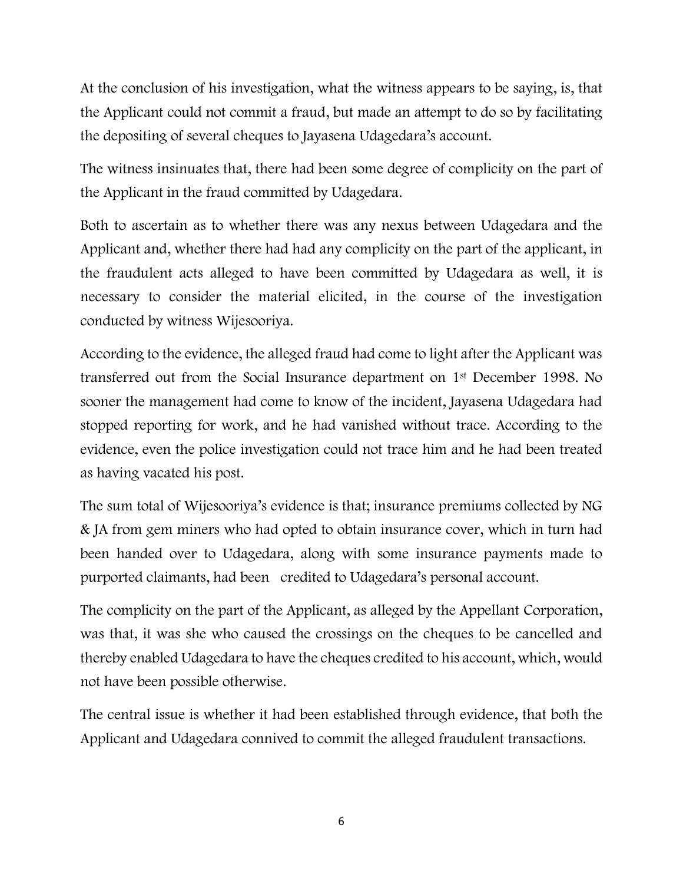At the conclusion of his investigation, what the witness appears to be saying, is, that the Applicant could not commit a fraud, but made an attempt to do so by facilitating the depositing of several cheques to Jayasena Udagedara's account.

The witness insinuates that, there had been some degree of complicity on the part of the Applicant in the fraud committed by Udagedara.

Both to ascertain as to whether there was any nexus between Udagedara and the Applicant and, whether there had had any complicity on the part of the applicant, in the fraudulent acts alleged to have been committed by Udagedara as well, it is necessary to consider the material elicited, in the course of the investigation conducted by witness Wijesooriya.

According to the evidence, the alleged fraud had come to light after the Applicant was transferred out from the Social Insurance department on 1st December 1998. No sooner the management had come to know of the incident, Jayasena Udagedara had stopped reporting for work, and he had vanished without trace. According to the evidence, even the police investigation could not trace him and he had been treated as having vacated his post.

The sum total of Wijesooriya's evidence is that; insurance premiums collected by NG & JA from gem miners who had opted to obtain insurance cover, which in turn had been handed over to Udagedara, along with some insurance payments made to purported claimants, had been credited to Udagedara's personal account.

The complicity on the part of the Applicant, as alleged by the Appellant Corporation, was that, it was she who caused the crossings on the cheques to be cancelled and thereby enabled Udagedara to have the cheques credited to his account, which, would not have been possible otherwise.

The central issue is whether it had been established through evidence, that both the Applicant and Udagedara connived to commit the alleged fraudulent transactions.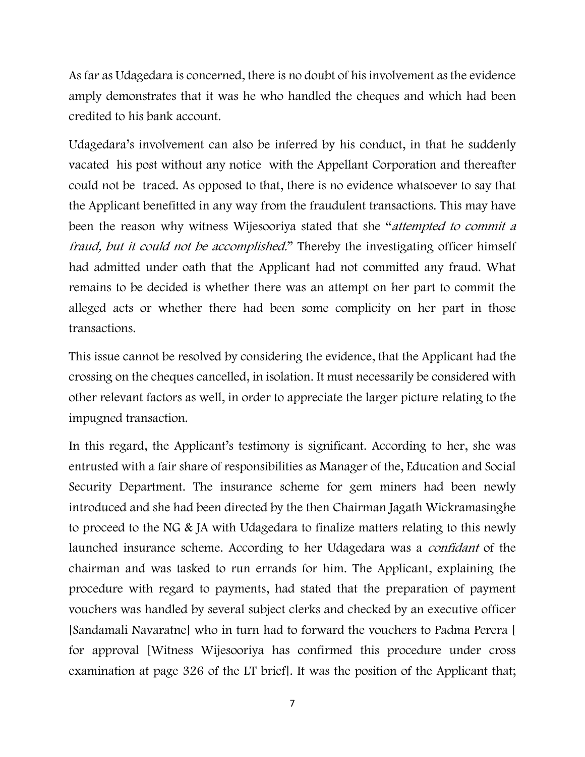As far as Udagedara is concerned, there is no doubt of his involvement as the evidence amply demonstrates that it was he who handled the cheques and which had been credited to his bank account.

Udagedara's involvement can also be inferred by his conduct, in that he suddenly vacated his post without any notice with the Appellant Corporation and thereafter could not be traced. As opposed to that, there is no evidence whatsoever to say that the Applicant benefitted in any way from the fraudulent transactions. This may have been the reason why witness Wijesooriya stated that she "*attempted to commit a fraud, but it could not be accomplished.*" Thereby the investigating officer himself had admitted under oath that the Applicant had not committed any fraud. What remains to be decided is whether there was an attempt on her part to commit the alleged acts or whether there had been some complicity on her part in those transactions.

This issue cannot be resolved by considering the evidence, that the Applicant had the crossing on the cheques cancelled, in isolation. It must necessarily be considered with other relevant factors as well, in order to appreciate the larger picture relating to the impugned transaction.

In this regard, the Applicant's testimony is significant. According to her, she was entrusted with a fair share of responsibilities as Manager of the, Education and Social Security Department. The insurance scheme for gem miners had been newly introduced and she had been directed by the then Chairman Jagath Wickramasinghe to proceed to the NG & JA with Udagedara to finalize matters relating to this newly launched insurance scheme. According to her Udagedara was a *confidant* of the chairman and was tasked to run errands for him. The Applicant, explaining the procedure with regard to payments, had stated that the preparation of payment vouchers was handled by several subject clerks and checked by an executive officer [Sandamali Navaratne] who in turn had to forward the vouchers to Padma Perera [ for approval [Witness Wijesooriya has confirmed this procedure under cross examination at page 326 of the LT brief]. It was the position of the Applicant that;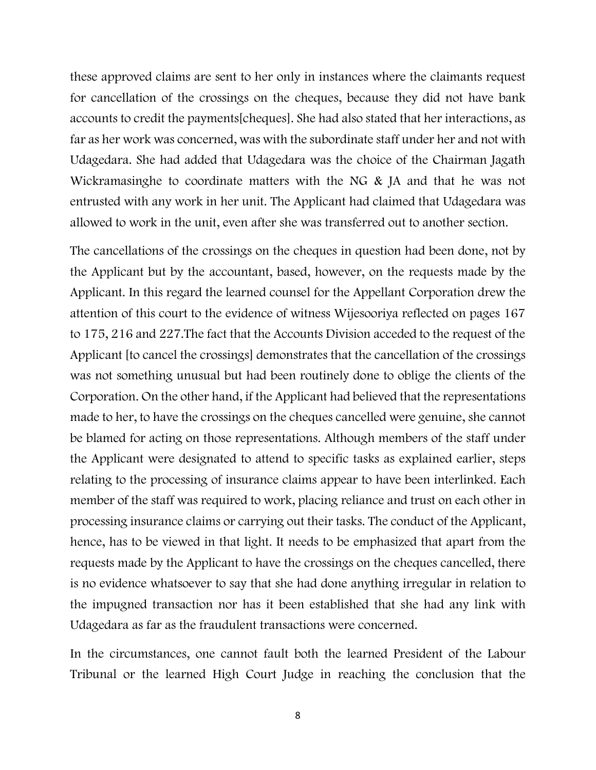these approved claims are sent to her only in instances where the claimants request for cancellation of the crossings on the cheques, because they did not have bank accounts to credit the payments[cheques]. She had also stated that her interactions, as far as her work was concerned, was with the subordinate staff under her and not with Udagedara. She had added that Udagedara was the choice of the Chairman Jagath Wickramasinghe to coordinate matters with the NG & JA and that he was not entrusted with any work in her unit. The Applicant had claimed that Udagedara was allowed to work in the unit, even after she was transferred out to another section.

The cancellations of the crossings on the cheques in question had been done, not by the Applicant but by the accountant, based, however, on the requests made by the Applicant. In this regard the learned counsel for the Appellant Corporation drew the attention of this court to the evidence of witness Wijesooriya reflected on pages 167 to 175, 216 and 227.The fact that the Accounts Division acceded to the request of the Applicant [to cancel the crossings] demonstrates that the cancellation of the crossings was not something unusual but had been routinely done to oblige the clients of the Corporation. On the other hand, if the Applicant had believed that the representations made to her, to have the crossings on the cheques cancelled were genuine, she cannot be blamed for acting on those representations. Although members of the staff under the Applicant were designated to attend to specific tasks as explained earlier, steps relating to the processing of insurance claims appear to have been interlinked. Each member of the staff was required to work, placing reliance and trust on each other in processing insurance claims or carrying out their tasks. The conduct of the Applicant, hence, has to be viewed in that light. It needs to be emphasized that apart from the requests made by the Applicant to have the crossings on the cheques cancelled, there is no evidence whatsoever to say that she had done anything irregular in relation to the impugned transaction nor has it been established that she had any link with Udagedara as far as the fraudulent transactions were concerned.

In the circumstances, one cannot fault both the learned President of the Labour Tribunal or the learned High Court Judge in reaching the conclusion that the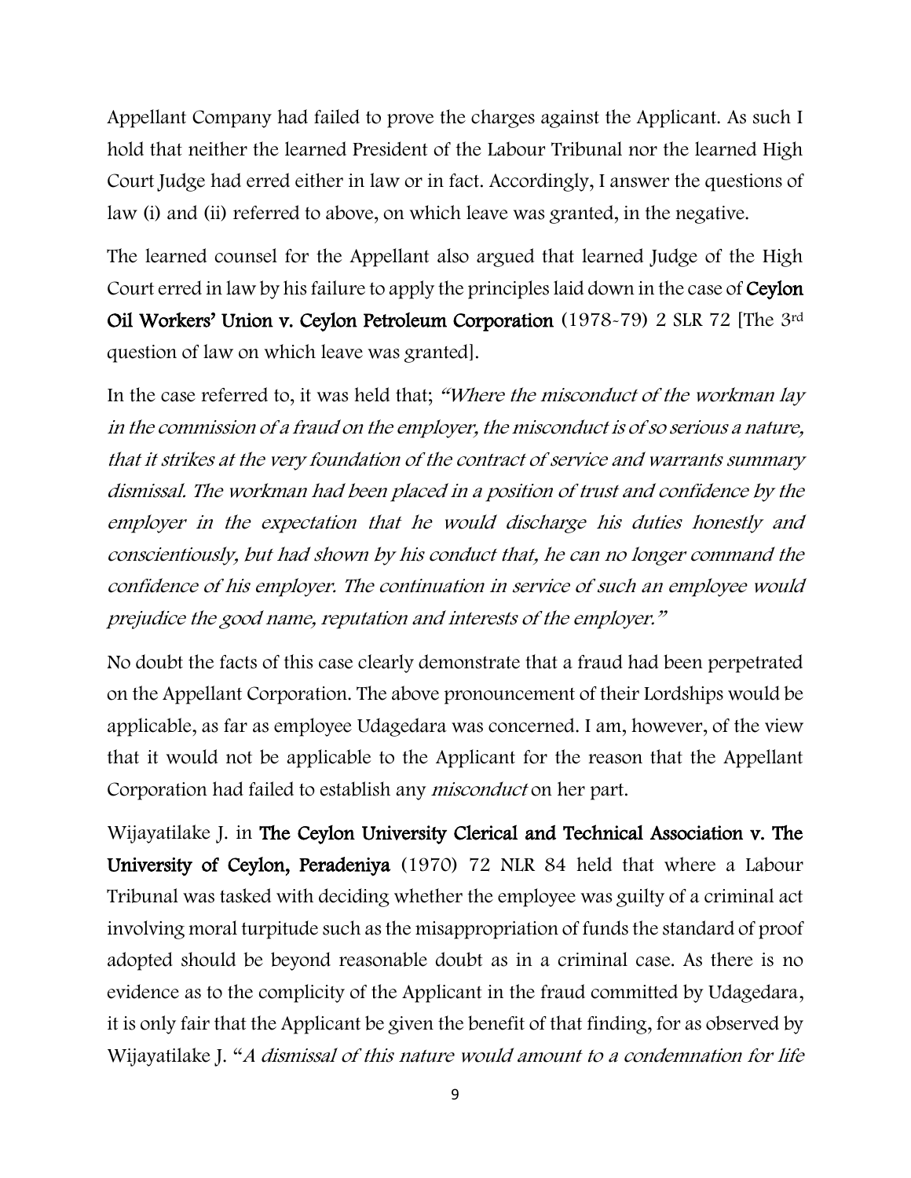Appellant Company had failed to prove the charges against the Applicant. As such I hold that neither the learned President of the Labour Tribunal nor the learned High Court Judge had erred either in law or in fact. Accordingly, I answer the questions of law (i) and (ii) referred to above, on which leave was granted, in the negative.

The learned counsel for the Appellant also argued that learned Judge of the High Court erred in law by his failure to apply the principles laid down in the case of **Ceylon Oil Workers' Union v. Ceylon Petroleum Corporation** (1978-79) 2 SLR 72 [The 3rd question of law on which leave was granted].

In the case referred to, it was held that; *"Where the misconduct of the workman lay in the commission of a fraud on the employer, the misconduct is of so serious a nature, that it strikes at the very foundation of the contract of service and warrants summary dismissal. The workman had been placed in a position of trust and confidence by the employer in the expectation that he would discharge his duties honestly and conscientiously, but had shown by his conduct that, he can no longer command the confidence of his employer. The continuation in service of such an employee would prejudice the good name, reputation and interests of the employer."*

No doubt the facts of this case clearly demonstrate that a fraud had been perpetrated on the Appellant Corporation. The above pronouncement of their Lordships would be applicable, as far as employee Udagedara was concerned. I am, however, of the view that it would not be applicable to the Applicant for the reason that the Appellant Corporation had failed to establish any *misconduct* on her part.

Wijayatilake J. in **The Ceylon University Clerical and Technical Association v. The University of Ceylon, Peradeniya** (1970) 72 NLR 84 held that where a Labour Tribunal was tasked with deciding whether the employee was guilty of a criminal act involving moral turpitude such as the misappropriation of funds the standard of proof adopted should be beyond reasonable doubt as in a criminal case. As there is no evidence as to the complicity of the Applicant in the fraud committed by Udagedara, it is only fair that the Applicant be given the benefit of that finding, for as observed by Wijayatilake J. "*A dismissal of this nature would amount to a condemnation for life*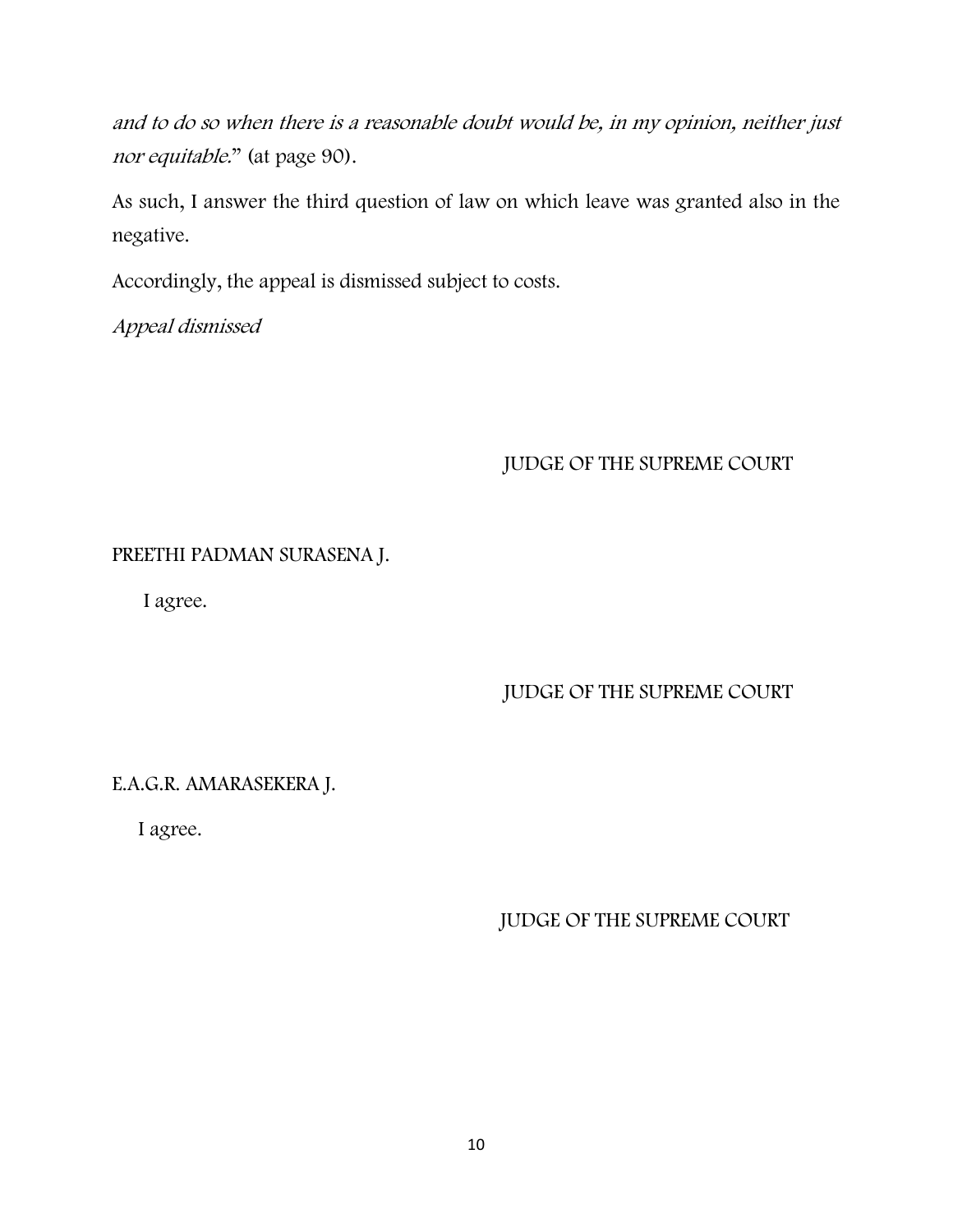*and to do so when there is a reasonable doubt would be, in my opinion, neither just nor equitable.*" (at page 90).

As such, I answer the third question of law on which leave was granted also in the negative.

Accordingly, the appeal is dismissed subject to costs.

*Appeal dismissed*

JUDGE OF THE SUPREME COURT

PREETHI PADMAN SURASENA J.

I agree.

JUDGE OF THE SUPREME COURT

E.A.G.R. AMARASEKERA J.

I agree.

JUDGE OF THE SUPREME COURT